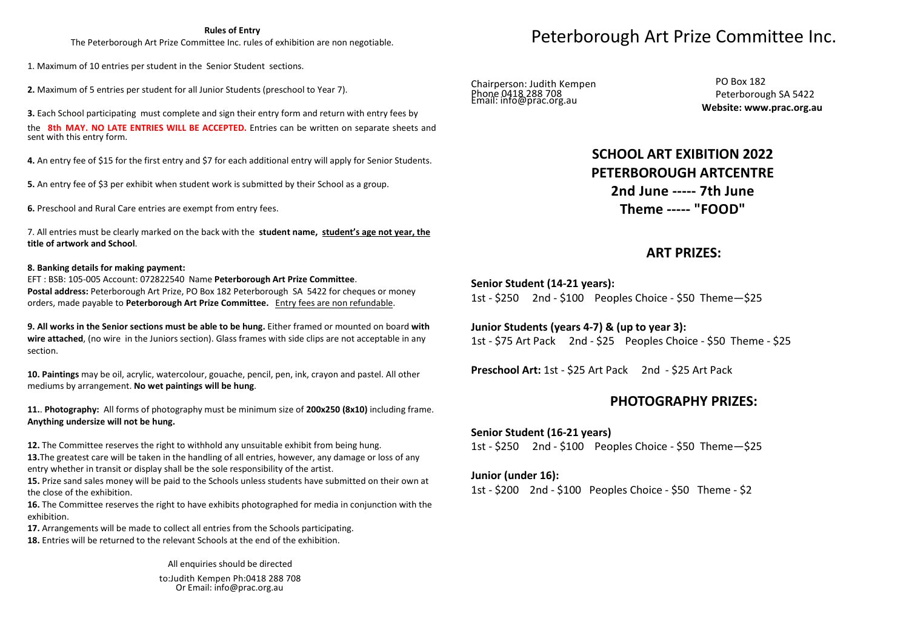## Rules of Entry

The Peterborough Art Prize Committee Inc. rules of exhibition are non negotiable.

1. Maximum of 10 entries per student in the Senior Student sections.

**2.** Maximum of 5 entries per student for all Junior Students (preschool to Year 7).

**3.** Each School participating must complete and sign their entry form and return with entry fees by the **8th MAY. NO LATE ENTRIES WILL BE ACCEPTED.** Entries can be written on separate sheets and sent with this entry form.

**4.** An entry fee of $15 for the first entry and $7 for each additional entry will apply for Senior Students.

**5.** An entry fee of $3 per exhibit when student work is submitted by their School as a group.

**6.** Preschool and Rural Care entries are exempt from entry fees.

7. All entries must be clearly marked on the back with the **student name, student's age not year, the title of artwork and School**.

**8. Banking details for making payment:**
EFT : BSB: 105-005 Account: 072822540 Name **Peterborough Art Prize Committee**.
**Postal address:** Peterborough Art Prize, PO Box 182 Peterborough SA 5422 for cheques or money orders, made payable to **Peterborough Art Prize Committee.** Entry fees are non refundable.

**9. All works in the Senior sections must be able to be hung.** Either framed or mounted on board **with wire attached**, (no wire in the Juniors section). Glass frames with side clips are not acceptable in any section.

**10. Paintings** may be oil, acrylic, watercolour, gouache, pencil, pen, ink, crayon and pastel. All other mediums by arrangement. **No wet paintings will be hung**.

**11.**. **Photography:** All forms of photography must be minimum size of **200x250 (8x10)** including frame. **Anything undersize will not be hung.**

**12.** The Committee reserves the right to withhold any unsuitable exhibit from being hung.
**13.** The greatest care will be taken in the handling of all entries, however, any damage or loss of any entry whether in transit or display shall be the sole responsibility of the artist.
**15.** Prize sand sales money will be paid to the Schools unless students have submitted on their own at the close of the exhibition.
**16.** The Committee reserves the right to have exhibits photographed for media in conjunction with the exhibition.
**17.** Arrangements will be made to collect all entries from the Schools participating.
**18.** Entries will be returned to the relevant Schools at the end of the exhibition.

All enquiries should be directed
to:Judith Kempen Ph:0418 288 708
Or Email: info@prac.org.au

# Peterborough Art Prize Committee Inc.

Chairperson: Judith Kempen
Phone 0418 288 708
Email: info@prac.org.au

PO Box 182
Peterborough SA 5422
**Website: www.prac.org.au**

## SCHOOL ART EXIBITION 2022
## PETERBOROUGH ARTCENTRE
## 2nd June ----- 7th June
## Theme ----- "FOOD"

## ART PRIZES:

**Senior Student (14-21 years):**
1st - $250 2nd - $100 Peoples Choice - $50 Theme—$25

**Junior Students (years 4-7) & (up to year 3):**
1st - $75 Art Pack 2nd - $25 Peoples Choice - $50 Theme - $25

**Preschool Art:** 1st - $25 Art Pack 2nd - $25 Art Pack

## PHOTOGRAPHY PRIZES:

**Senior Student (16-21 years)**
1st - $250 2nd - $100 Peoples Choice - $50 Theme—$25

**Junior (under 16):**
1st - $200 2nd - $100 Peoples Choice - $50 Theme - $2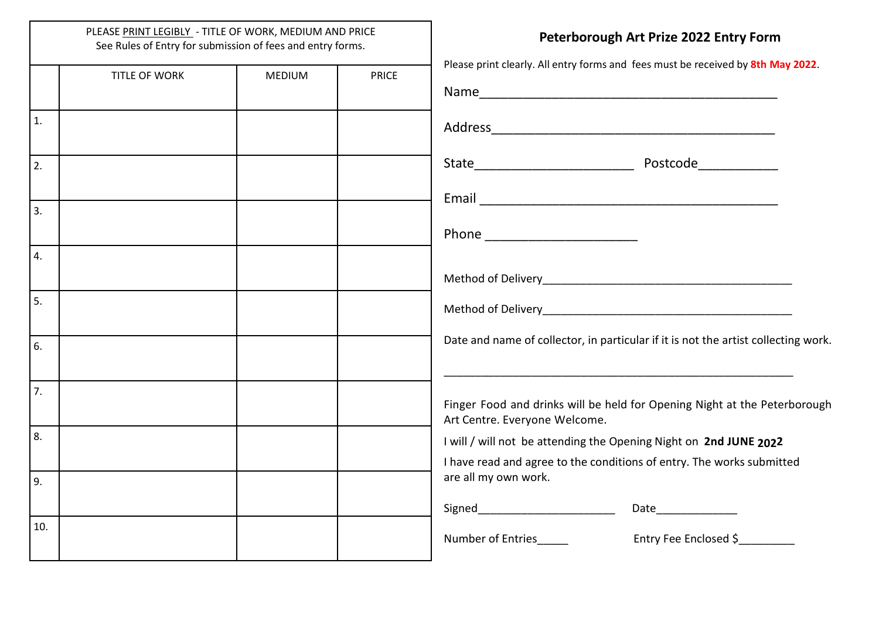PLEASE PRINT LEGIBLY - TITLE OF WORK, MEDIUM AND PRICE
See Rules of Entry for submission of fees and entry forms.

| | TITLE OF WORK | MEDIUM | PRICE |
|---|---|---|---|
| 1. | | | |
| 2. | | | |
| 3. | | | |
| 4. | | | |
| 5. | | | |
| 6. | | | |
| 7. | | | |
| 8. | | | |
| 9. | | | |
| 10. | | | |

# Peterborough Art Prize 2022 Entry Form

Please print clearly. All entry forms and fees must be received by **8th May 2022**.

Name___________________________________________

Address_________________________________________

State______________________ Postcode___________

Email ___________________________________________

Phone _____________________

Method of Delivery_________________________________________

Method of Delivery_________________________________________

Date and name of collector, in particular if it is not the artist collecting work.

__________________________________________________________

Finger Food and drinks will be held for Opening Night at the Peterborough Art Centre. Everyone Welcome.

I will / will not be attending the Opening Night on **2nd JUNE 2022**

I have read and agree to the conditions of entry. The works submitted are all my own work.

Signed______________________ Date_____________

Number of Entries_____ Entry Fee Enclosed $_________